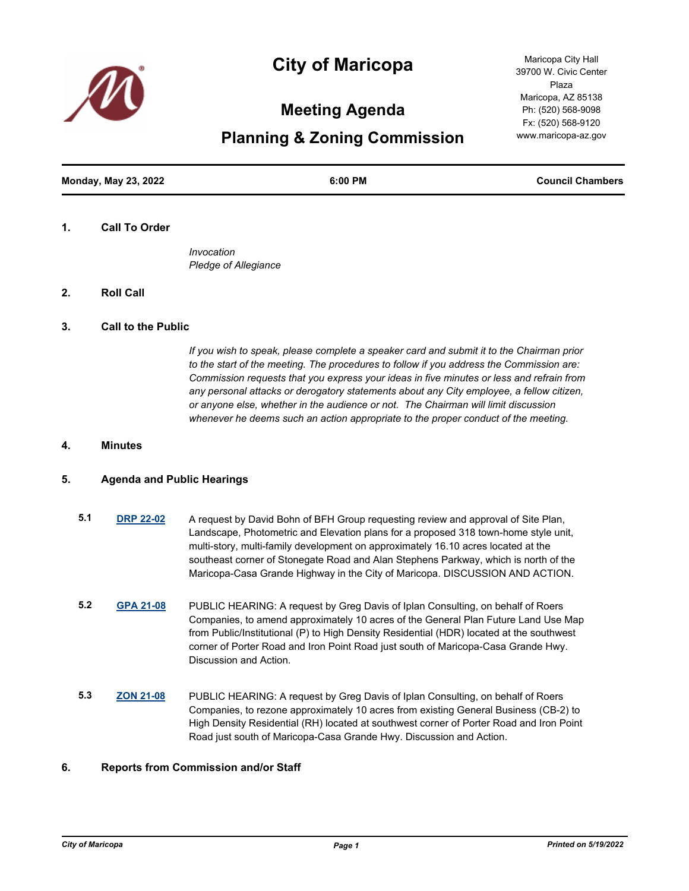# City of Maricopa

## Meeting Agenda

## Planning & Zoning Commission

Maricopa City Hall
39700 W. Civic Center Plaza
Maricopa, AZ 85138
Ph: (520) 568-9098
Fx: (520) 568-9120
www.maricopa-az.gov

**Monday, May 23, 2022** | **6:00 PM** | **Council Chambers**

### 1. Call To Order

*Invocation*
*Pledge of Allegiance*

### 2. Roll Call

### 3. Call to the Public

*If you wish to speak, please complete a speaker card and submit it to the Chairman prior to the start of the meeting. The procedures to follow if you address the Commission are: Commission requests that you express your ideas in five minutes or less and refrain from any personal attacks or derogatory statements about any City employee, a fellow citizen, or anyone else, whether in the audience or not. The Chairman will limit discussion whenever he deems such an action appropriate to the proper conduct of the meeting.*

### 4. Minutes

### 5. Agenda and Public Hearings

**5.1** **DRP 22-02** A request by David Bohn of BFH Group requesting review and approval of Site Plan, Landscape, Photometric and Elevation plans for a proposed 318 town-home style unit, multi-story, multi-family development on approximately 16.10 acres located at the southeast corner of Stonegate Road and Alan Stephens Parkway, which is north of the Maricopa-Casa Grande Highway in the City of Maricopa. DISCUSSION AND ACTION.

**5.2** **GPA 21-08** PUBLIC HEARING: A request by Greg Davis of Iplan Consulting, on behalf of Roers Companies, to amend approximately 10 acres of the General Plan Future Land Use Map from Public/Institutional (P) to High Density Residential (HDR) located at the southwest corner of Porter Road and Iron Point Road just south of Maricopa-Casa Grande Hwy. Discussion and Action.

**5.3** **ZON 21-08** PUBLIC HEARING: A request by Greg Davis of Iplan Consulting, on behalf of Roers Companies, to rezone approximately 10 acres from existing General Business (CB-2) to High Density Residential (RH) located at southwest corner of Porter Road and Iron Point Road just south of Maricopa-Casa Grande Hwy. Discussion and Action.

### 6. Reports from Commission and/or Staff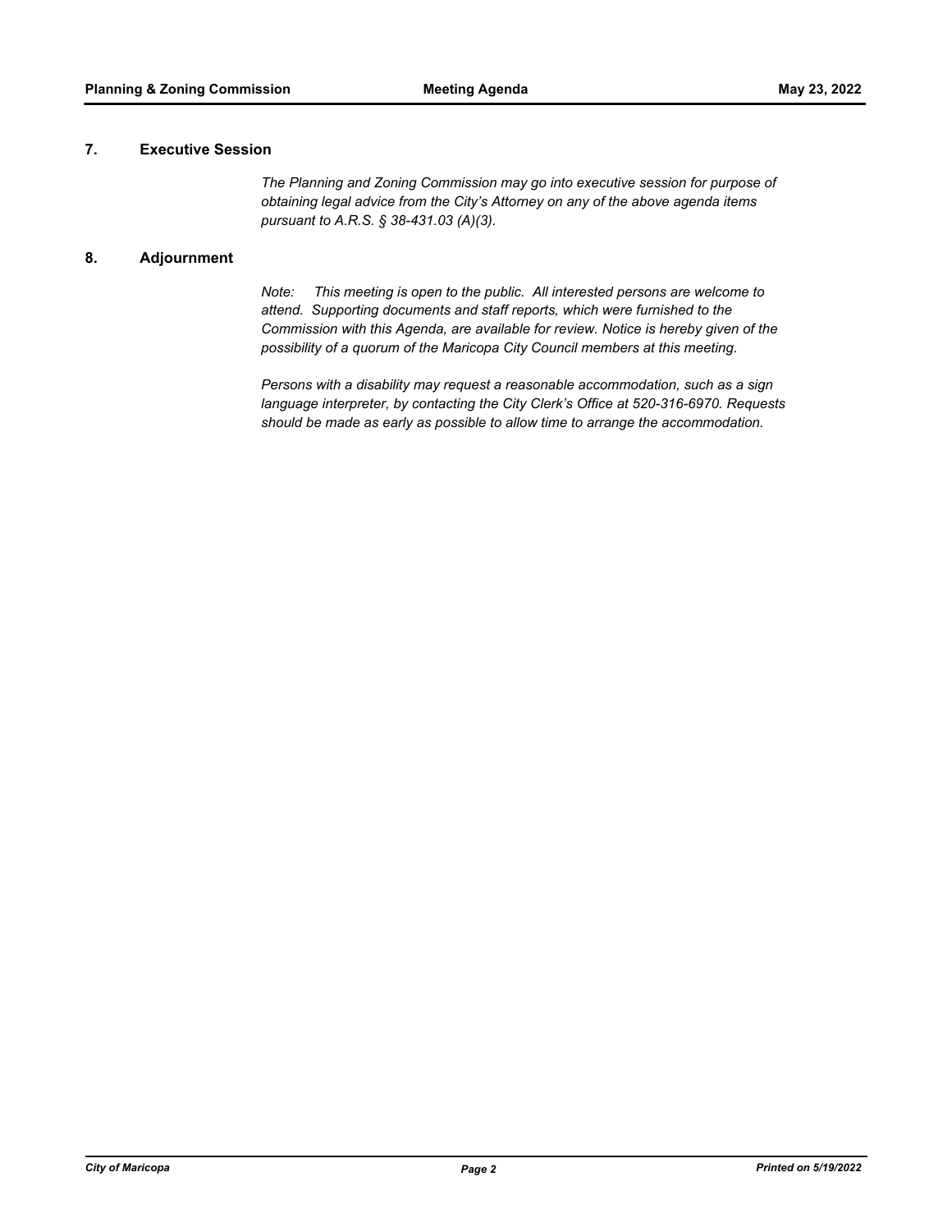## 7. Executive Session

*The Planning and Zoning Commission may go into executive session for purpose of obtaining legal advice from the City's Attorney on any of the above agenda items pursuant to A.R.S. § 38-431.03 (A)(3).*

## 8. Adjournment

*Note: This meeting is open to the public. All interested persons are welcome to attend. Supporting documents and staff reports, which were furnished to the Commission with this Agenda, are available for review. Notice is hereby given of the possibility of a quorum of the Maricopa City Council members at this meeting.*

*Persons with a disability may request a reasonable accommodation, such as a sign language interpreter, by contacting the City Clerk's Office at 520-316-6970. Requests should be made as early as possible to allow time to arrange the accommodation.*